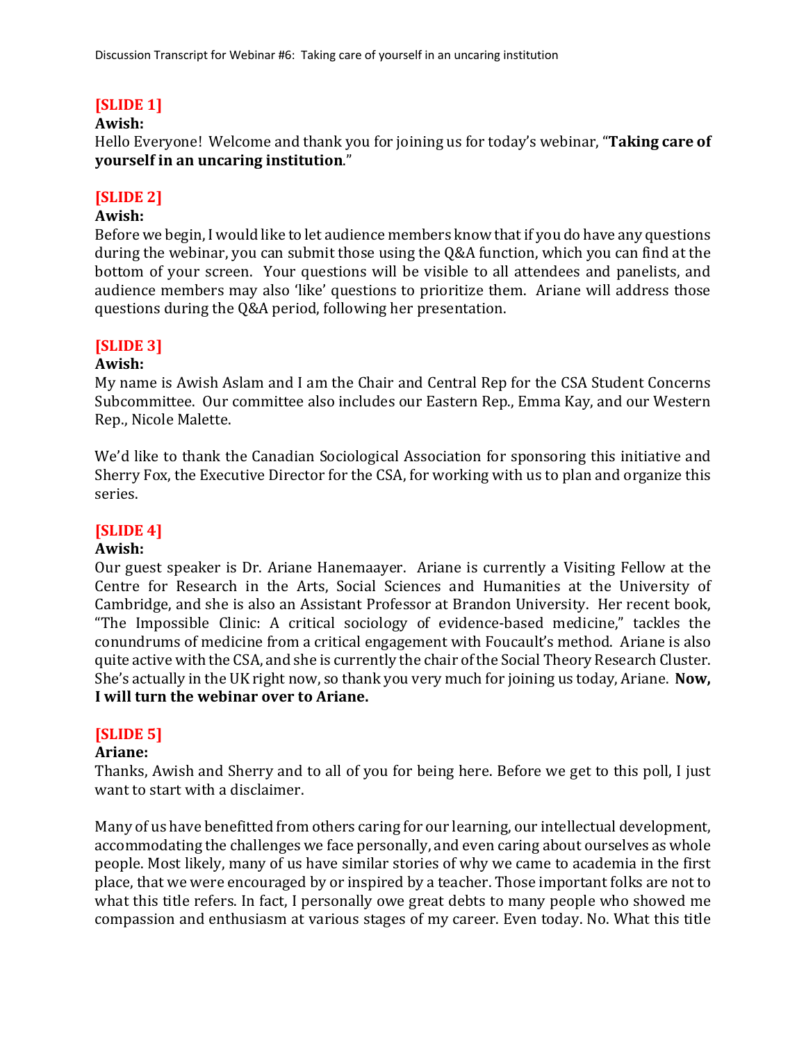**[SLIDE 1]**

**Awish:**

Hello Everyone! Welcome and thank you for joining us for today's webinar, "**Taking care of yourself in an uncaring institution**."

**[SLIDE 2]**

**Awish:**

Before we begin, I would like to let audience members know that if you do have any questions during the webinar, you can submit those using the Q&A function, which you can find at the bottom of your screen. Your questions will be visible to all attendees and panelists, and audience members may also 'like' questions to prioritize them. Ariane will address those questions during the Q&A period, following her presentation.

**[SLIDE 3]**

**Awish:**

My name is Awish Aslam and I am the Chair and Central Rep for the CSA Student Concerns Subcommittee. Our committee also includes our Eastern Rep., Emma Kay, and our Western Rep., Nicole Malette.

We'd like to thank the Canadian Sociological Association for sponsoring this initiative and Sherry Fox, the Executive Director for the CSA, for working with us to plan and organize this series.

**[SLIDE 4]**

**Awish:**

Our guest speaker is Dr. Ariane Hanemaayer. Ariane is currently a Visiting Fellow at the Centre for Research in the Arts, Social Sciences and Humanities at the University of Cambridge, and she is also an Assistant Professor at Brandon University. Her recent book, "The Impossible Clinic: A critical sociology of evidence-based medicine," tackles the conundrums of medicine from a critical engagement with Foucault's method. Ariane is also quite active with the CSA, and she is currently the chair of the Social Theory Research Cluster. She's actually in the UK right now, so thank you very much for joining us today, Ariane. **Now, I will turn the webinar over to Ariane.**

**[SLIDE 5]**

**Ariane:**

Thanks, Awish and Sherry and to all of you for being here. Before we get to this poll, I just want to start with a disclaimer.

Many of us have benefitted from others caring for our learning, our intellectual development, accommodating the challenges we face personally, and even caring about ourselves as whole people. Most likely, many of us have similar stories of why we came to academia in the first place, that we were encouraged by or inspired by a teacher. Those important folks are not to what this title refers. In fact, I personally owe great debts to many people who showed me compassion and enthusiasm at various stages of my career. Even today. No. What this title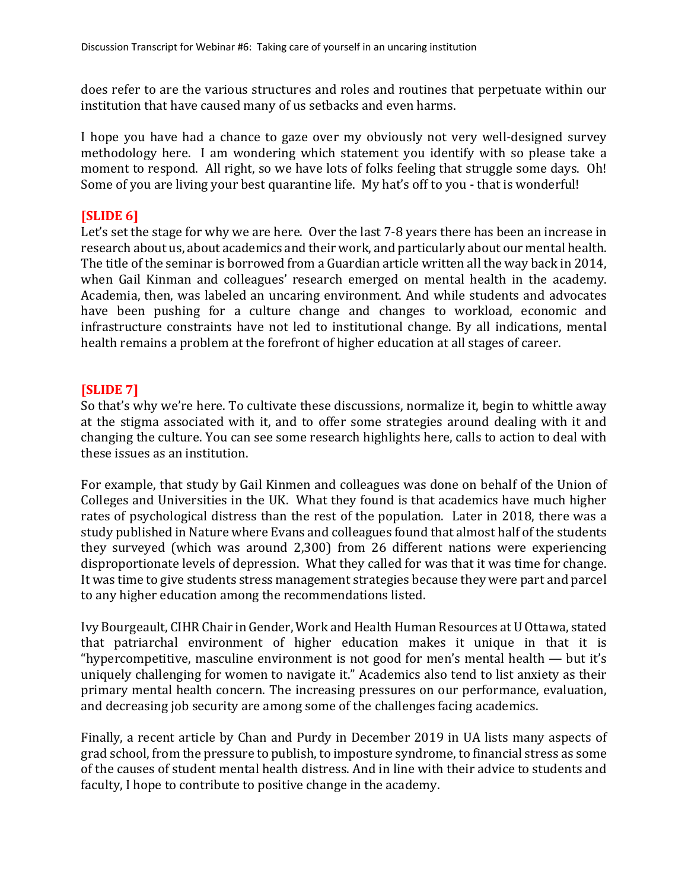does refer to are the various structures and roles and routines that perpetuate within our institution that have caused many of us setbacks and even harms.

I hope you have had a chance to gaze over my obviously not very well-designed survey methodology here. I am wondering which statement you identify with so please take a moment to respond. All right, so we have lots of folks feeling that struggle some days. Oh! Some of you are living your best quarantine life. My hat's off to you - that is wonderful!

**[SLIDE 6]**

Let's set the stage for why we are here. Over the last 7-8 years there has been an increase in research about us, about academics and their work, and particularly about our mental health. The title of the seminar is borrowed from a Guardian article written all the way back in 2014, when Gail Kinman and colleagues' research emerged on mental health in the academy. Academia, then, was labeled an uncaring environment. And while students and advocates have been pushing for a culture change and changes to workload, economic and infrastructure constraints have not led to institutional change. By all indications, mental health remains a problem at the forefront of higher education at all stages of career.

**[SLIDE 7]**

So that's why we're here. To cultivate these discussions, normalize it, begin to whittle away at the stigma associated with it, and to offer some strategies around dealing with it and changing the culture. You can see some research highlights here, calls to action to deal with these issues as an institution.

For example, that study by Gail Kinmen and colleagues was done on behalf of the Union of Colleges and Universities in the UK. What they found is that academics have much higher rates of psychological distress than the rest of the population. Later in 2018, there was a study published in Nature where Evans and colleagues found that almost half of the students they surveyed (which was around 2,300) from 26 different nations were experiencing disproportionate levels of depression. What they called for was that it was time for change. It was time to give students stress management strategies because they were part and parcel to any higher education among the recommendations listed.

Ivy Bourgeault, CIHR Chair in Gender, Work and Health Human Resources at U Ottawa, stated that patriarchal environment of higher education makes it unique in that it is "hypercompetitive, masculine environment is not good for men's mental health — but it's uniquely challenging for women to navigate it." Academics also tend to list anxiety as their primary mental health concern. The increasing pressures on our performance, evaluation, and decreasing job security are among some of the challenges facing academics.

Finally, a recent article by Chan and Purdy in December 2019 in UA lists many aspects of grad school, from the pressure to publish, to imposture syndrome, to financial stress as some of the causes of student mental health distress. And in line with their advice to students and faculty, I hope to contribute to positive change in the academy.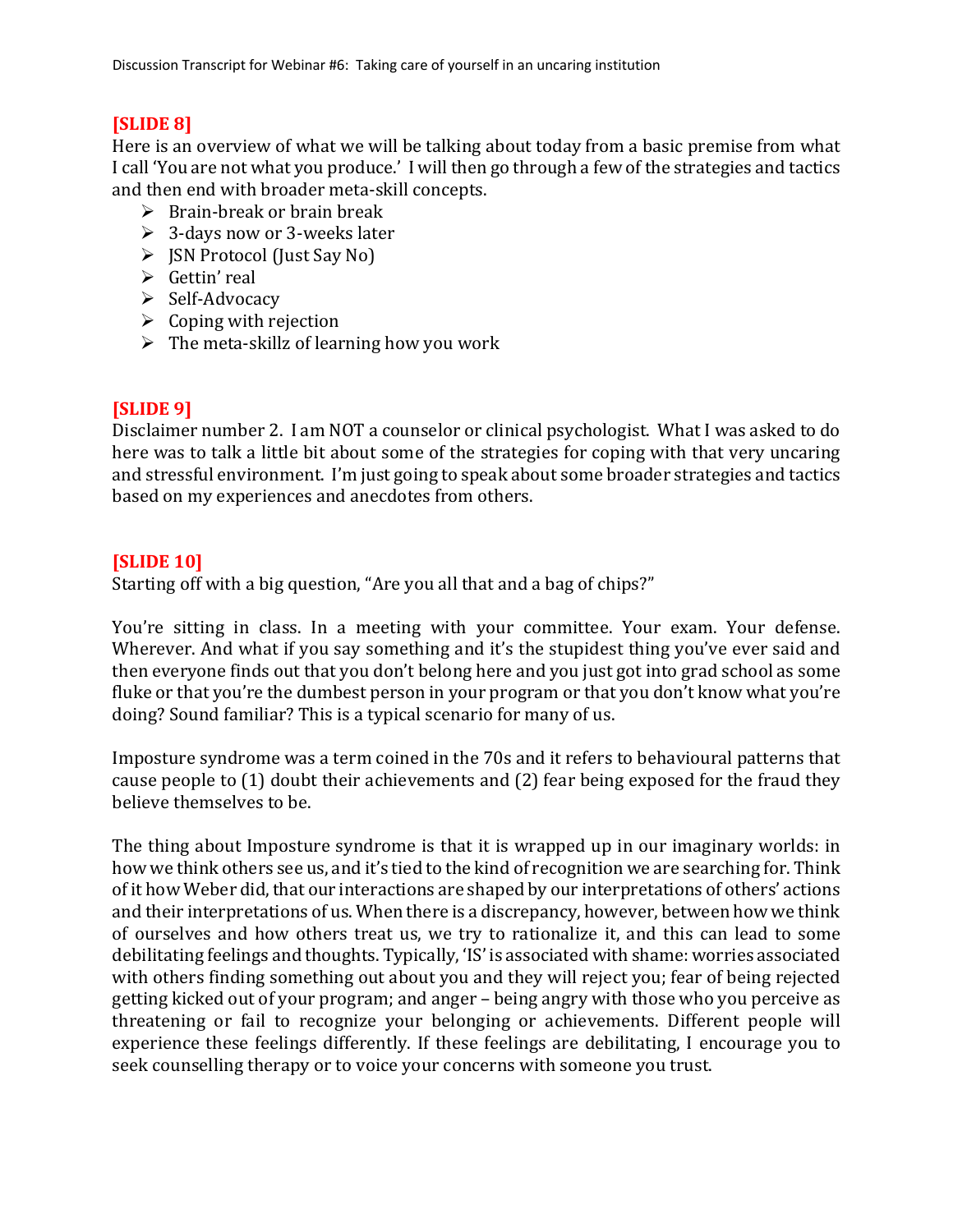**[SLIDE 8]**

Here is an overview of what we will be talking about today from a basic premise from what I call 'You are not what you produce.' I will then go through a few of the strategies and tactics and then end with broader meta-skill concepts.

- Brain-break or brain break
- 3-days now or 3-weeks later
- JSN Protocol (Just Say No)
- Gettin' real
- Self-Advocacy
- Coping with rejection
- The meta-skillz of learning how you work

**[SLIDE 9]**

Disclaimer number 2. I am NOT a counselor or clinical psychologist. What I was asked to do here was to talk a little bit about some of the strategies for coping with that very uncaring and stressful environment. I'm just going to speak about some broader strategies and tactics based on my experiences and anecdotes from others.

**[SLIDE 10]**

Starting off with a big question, "Are you all that and a bag of chips?"

You're sitting in class. In a meeting with your committee. Your exam. Your defense. Wherever. And what if you say something and it's the stupidest thing you've ever said and then everyone finds out that you don't belong here and you just got into grad school as some fluke or that you're the dumbest person in your program or that you don't know what you're doing? Sound familiar? This is a typical scenario for many of us.

Imposture syndrome was a term coined in the 70s and it refers to behavioural patterns that cause people to (1) doubt their achievements and (2) fear being exposed for the fraud they believe themselves to be.

The thing about Imposture syndrome is that it is wrapped up in our imaginary worlds: in how we think others see us, and it's tied to the kind of recognition we are searching for. Think of it how Weber did, that our interactions are shaped by our interpretations of others' actions and their interpretations of us. When there is a discrepancy, however, between how we think of ourselves and how others treat us, we try to rationalize it, and this can lead to some debilitating feelings and thoughts. Typically, 'IS' is associated with shame: worries associated with others finding something out about you and they will reject you; fear of being rejected getting kicked out of your program; and anger – being angry with those who you perceive as threatening or fail to recognize your belonging or achievements. Different people will experience these feelings differently. If these feelings are debilitating, I encourage you to seek counselling therapy or to voice your concerns with someone you trust.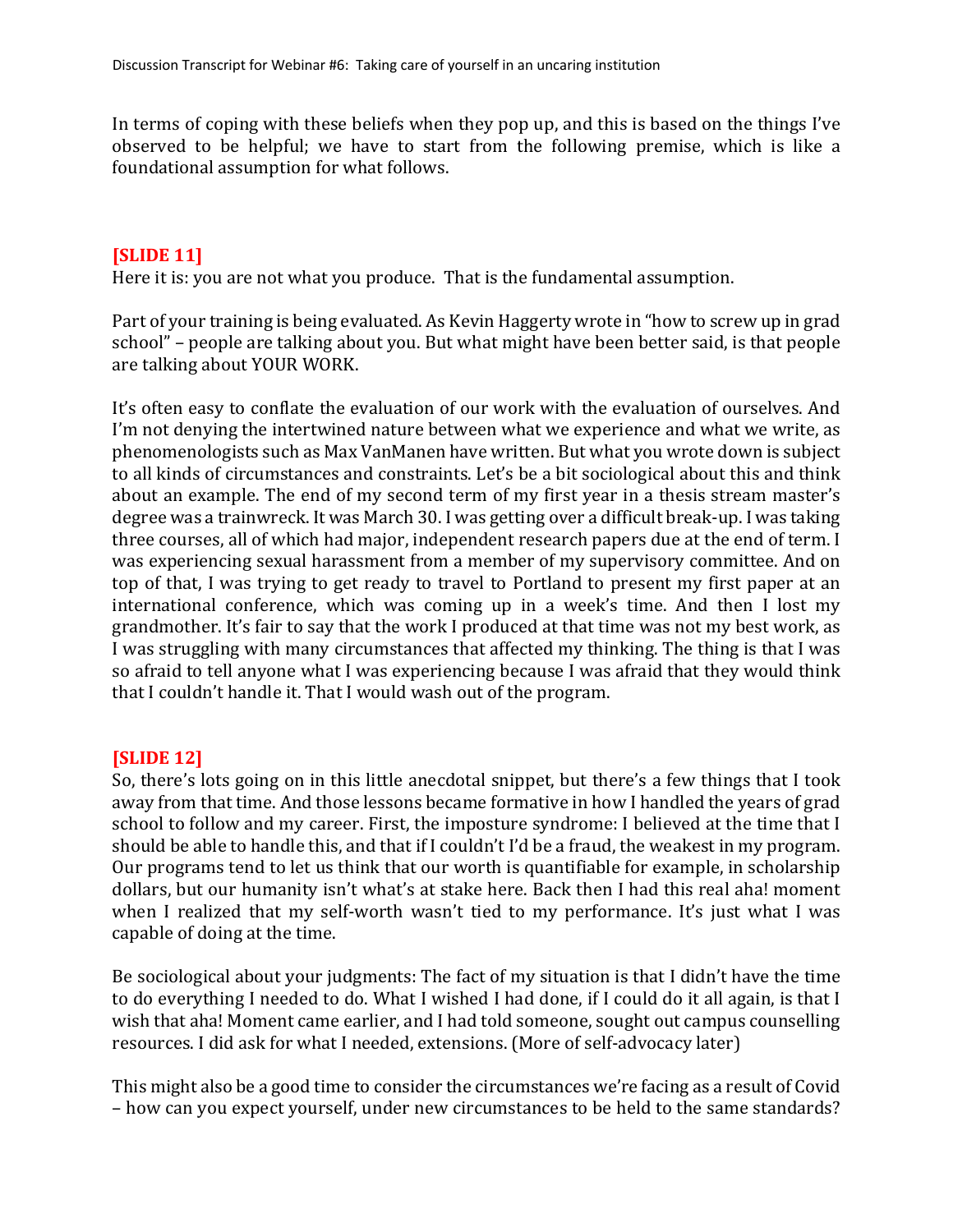In terms of coping with these beliefs when they pop up, and this is based on the things I've observed to be helpful; we have to start from the following premise, which is like a foundational assumption for what follows.

**[SLIDE 11]**

Here it is: you are not what you produce. That is the fundamental assumption.

Part of your training is being evaluated. As Kevin Haggerty wrote in "how to screw up in grad school" – people are talking about you. But what might have been better said, is that people are talking about YOUR WORK.

It's often easy to conflate the evaluation of our work with the evaluation of ourselves. And I'm not denying the intertwined nature between what we experience and what we write, as phenomenologists such as Max VanManen have written. But what you wrote down is subject to all kinds of circumstances and constraints. Let's be a bit sociological about this and think about an example. The end of my second term of my first year in a thesis stream master's degree was a trainwreck. It was March 30. I was getting over a difficult break-up. I was taking three courses, all of which had major, independent research papers due at the end of term. I was experiencing sexual harassment from a member of my supervisory committee. And on top of that, I was trying to get ready to travel to Portland to present my first paper at an international conference, which was coming up in a week's time. And then I lost my grandmother. It's fair to say that the work I produced at that time was not my best work, as I was struggling with many circumstances that affected my thinking. The thing is that I was so afraid to tell anyone what I was experiencing because I was afraid that they would think that I couldn't handle it. That I would wash out of the program.

**[SLIDE 12]**

So, there's lots going on in this little anecdotal snippet, but there's a few things that I took away from that time. And those lessons became formative in how I handled the years of grad school to follow and my career. First, the imposture syndrome: I believed at the time that I should be able to handle this, and that if I couldn't I'd be a fraud, the weakest in my program. Our programs tend to let us think that our worth is quantifiable for example, in scholarship dollars, but our humanity isn't what's at stake here. Back then I had this real aha! moment when I realized that my self-worth wasn't tied to my performance. It's just what I was capable of doing at the time.

Be sociological about your judgments: The fact of my situation is that I didn't have the time to do everything I needed to do. What I wished I had done, if I could do it all again, is that I wish that aha! Moment came earlier, and I had told someone, sought out campus counselling resources. I did ask for what I needed, extensions. (More of self-advocacy later)

This might also be a good time to consider the circumstances we're facing as a result of Covid – how can you expect yourself, under new circumstances to be held to the same standards?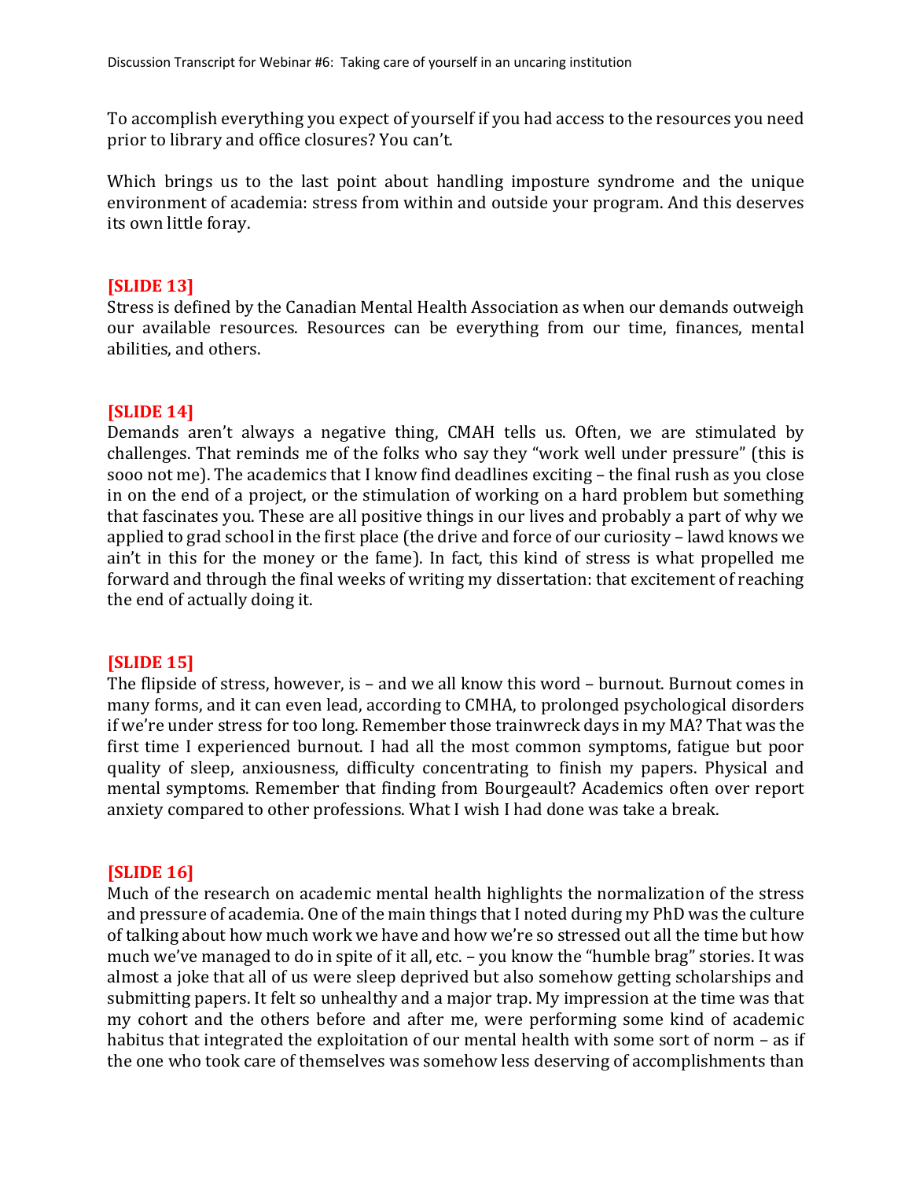To accomplish everything you expect of yourself if you had access to the resources you need prior to library and office closures? You can't.

Which brings us to the last point about handling imposture syndrome and the unique environment of academia: stress from within and outside your program. And this deserves its own little foray.

**[SLIDE 13]**
Stress is defined by the Canadian Mental Health Association as when our demands outweigh our available resources. Resources can be everything from our time, finances, mental abilities, and others.

**[SLIDE 14]**
Demands aren't always a negative thing, CMAH tells us. Often, we are stimulated by challenges. That reminds me of the folks who say they "work well under pressure" (this is sooo not me). The academics that I know find deadlines exciting – the final rush as you close in on the end of a project, or the stimulation of working on a hard problem but something that fascinates you. These are all positive things in our lives and probably a part of why we applied to grad school in the first place (the drive and force of our curiosity – lawd knows we ain't in this for the money or the fame). In fact, this kind of stress is what propelled me forward and through the final weeks of writing my dissertation: that excitement of reaching the end of actually doing it.

**[SLIDE 15]**
The flipside of stress, however, is – and we all know this word – burnout. Burnout comes in many forms, and it can even lead, according to CMHA, to prolonged psychological disorders if we're under stress for too long. Remember those trainwreck days in my MA? That was the first time I experienced burnout. I had all the most common symptoms, fatigue but poor quality of sleep, anxiousness, difficulty concentrating to finish my papers. Physical and mental symptoms. Remember that finding from Bourgeault? Academics often over report anxiety compared to other professions. What I wish I had done was take a break.

**[SLIDE 16]**
Much of the research on academic mental health highlights the normalization of the stress and pressure of academia. One of the main things that I noted during my PhD was the culture of talking about how much work we have and how we're so stressed out all the time but how much we've managed to do in spite of it all, etc. – you know the "humble brag" stories. It was almost a joke that all of us were sleep deprived but also somehow getting scholarships and submitting papers. It felt so unhealthy and a major trap. My impression at the time was that my cohort and the others before and after me, were performing some kind of academic habitus that integrated the exploitation of our mental health with some sort of norm – as if the one who took care of themselves was somehow less deserving of accomplishments than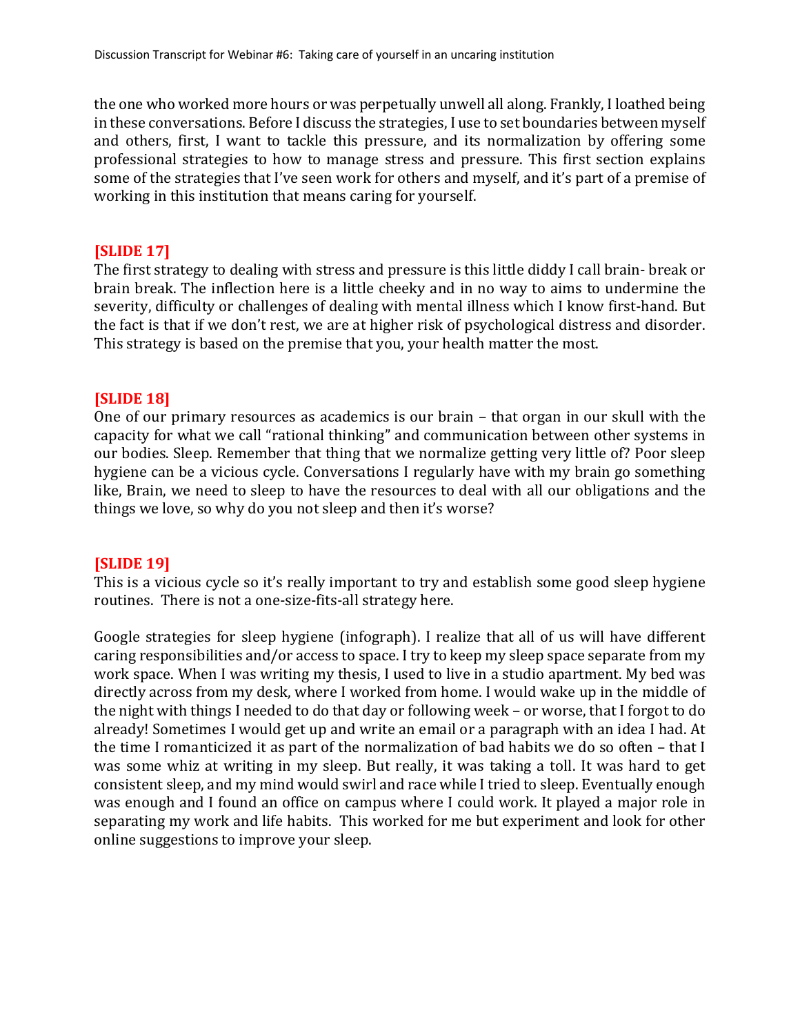the one who worked more hours or was perpetually unwell all along. Frankly, I loathed being in these conversations. Before I discuss the strategies, I use to set boundaries between myself and others, first, I want to tackle this pressure, and its normalization by offering some professional strategies to how to manage stress and pressure. This first section explains some of the strategies that I've seen work for others and myself, and it's part of a premise of working in this institution that means caring for yourself.

**[SLIDE 17]**

The first strategy to dealing with stress and pressure is this little diddy I call brain- break or brain break. The inflection here is a little cheeky and in no way to aims to undermine the severity, difficulty or challenges of dealing with mental illness which I know first-hand. But the fact is that if we don't rest, we are at higher risk of psychological distress and disorder. This strategy is based on the premise that you, your health matter the most.

**[SLIDE 18]**

One of our primary resources as academics is our brain – that organ in our skull with the capacity for what we call "rational thinking" and communication between other systems in our bodies. Sleep. Remember that thing that we normalize getting very little of? Poor sleep hygiene can be a vicious cycle. Conversations I regularly have with my brain go something like, Brain, we need to sleep to have the resources to deal with all our obligations and the things we love, so why do you not sleep and then it's worse?

**[SLIDE 19]**

This is a vicious cycle so it's really important to try and establish some good sleep hygiene routines. There is not a one-size-fits-all strategy here.

Google strategies for sleep hygiene (infograph). I realize that all of us will have different caring responsibilities and/or access to space. I try to keep my sleep space separate from my work space. When I was writing my thesis, I used to live in a studio apartment. My bed was directly across from my desk, where I worked from home. I would wake up in the middle of the night with things I needed to do that day or following week – or worse, that I forgot to do already! Sometimes I would get up and write an email or a paragraph with an idea I had. At the time I romanticized it as part of the normalization of bad habits we do so often – that I was some whiz at writing in my sleep. But really, it was taking a toll. It was hard to get consistent sleep, and my mind would swirl and race while I tried to sleep. Eventually enough was enough and I found an office on campus where I could work. It played a major role in separating my work and life habits. This worked for me but experiment and look for other online suggestions to improve your sleep.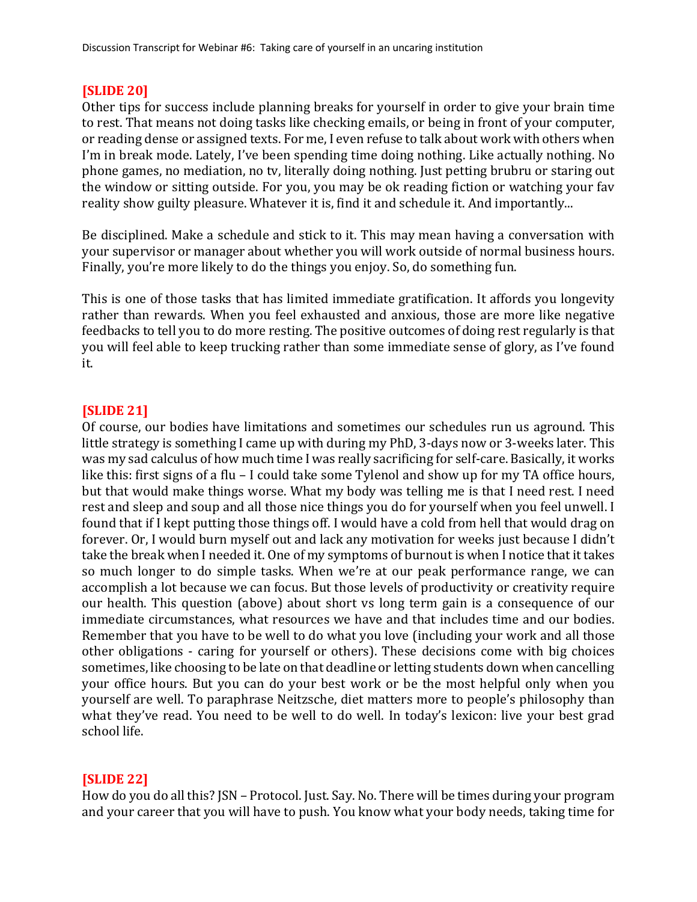**[SLIDE 20]**

Other tips for success include planning breaks for yourself in order to give your brain time to rest. That means not doing tasks like checking emails, or being in front of your computer, or reading dense or assigned texts. For me, I even refuse to talk about work with others when I'm in break mode. Lately, I've been spending time doing nothing. Like actually nothing. No phone games, no mediation, no tv, literally doing nothing. Just petting brubru or staring out the window or sitting outside. For you, you may be ok reading fiction or watching your fav reality show guilty pleasure. Whatever it is, find it and schedule it. And importantly...

Be disciplined. Make a schedule and stick to it. This may mean having a conversation with your supervisor or manager about whether you will work outside of normal business hours. Finally, you're more likely to do the things you enjoy. So, do something fun.

This is one of those tasks that has limited immediate gratification. It affords you longevity rather than rewards. When you feel exhausted and anxious, those are more like negative feedbacks to tell you to do more resting. The positive outcomes of doing rest regularly is that you will feel able to keep trucking rather than some immediate sense of glory, as I've found it.

**[SLIDE 21]**

Of course, our bodies have limitations and sometimes our schedules run us aground. This little strategy is something I came up with during my PhD, 3-days now or 3-weeks later. This was my sad calculus of how much time I was really sacrificing for self-care. Basically, it works like this: first signs of a flu – I could take some Tylenol and show up for my TA office hours, but that would make things worse. What my body was telling me is that I need rest. I need rest and sleep and soup and all those nice things you do for yourself when you feel unwell. I found that if I kept putting those things off. I would have a cold from hell that would drag on forever. Or, I would burn myself out and lack any motivation for weeks just because I didn't take the break when I needed it. One of my symptoms of burnout is when I notice that it takes so much longer to do simple tasks. When we're at our peak performance range, we can accomplish a lot because we can focus. But those levels of productivity or creativity require our health. This question (above) about short vs long term gain is a consequence of our immediate circumstances, what resources we have and that includes time and our bodies. Remember that you have to be well to do what you love (including your work and all those other obligations - caring for yourself or others). These decisions come with big choices sometimes, like choosing to be late on that deadline or letting students down when cancelling your office hours. But you can do your best work or be the most helpful only when you yourself are well. To paraphrase Neitzsche, diet matters more to people's philosophy than what they've read. You need to be well to do well. In today's lexicon: live your best grad school life.

**[SLIDE 22]**

How do you do all this? JSN – Protocol. Just. Say. No. There will be times during your program and your career that you will have to push. You know what your body needs, taking time for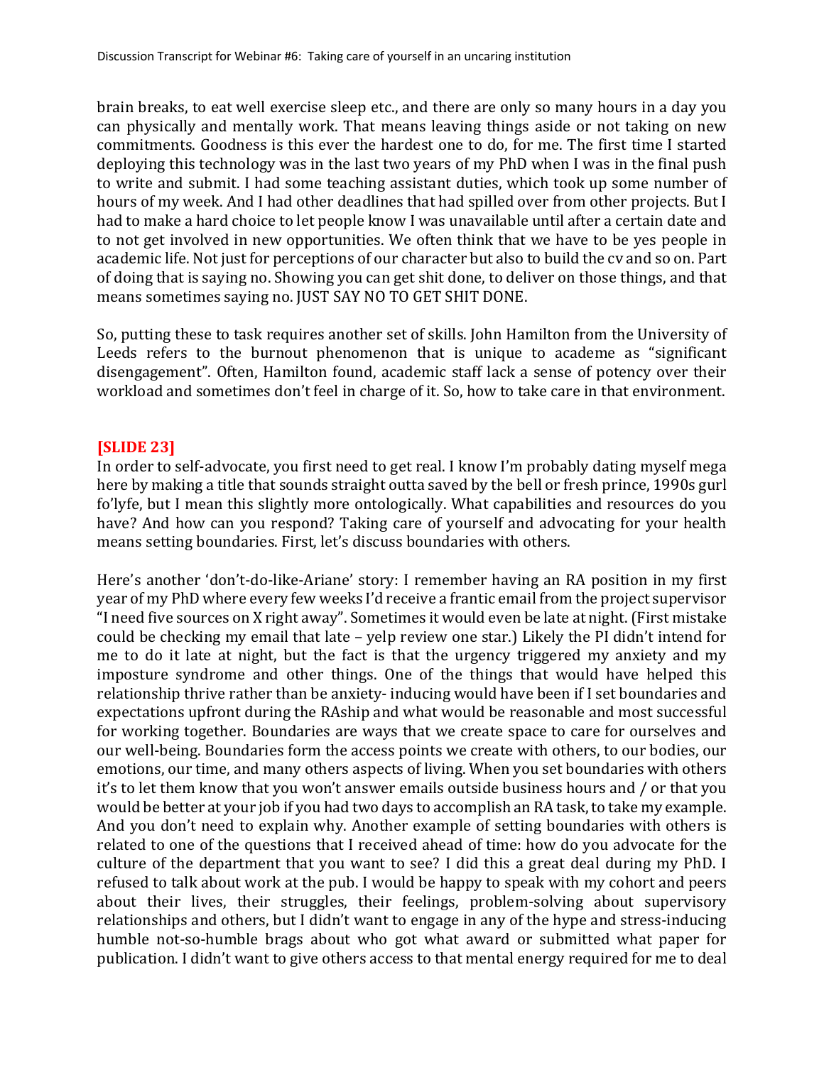brain breaks, to eat well exercise sleep etc., and there are only so many hours in a day you can physically and mentally work. That means leaving things aside or not taking on new commitments. Goodness is this ever the hardest one to do, for me. The first time I started deploying this technology was in the last two years of my PhD when I was in the final push to write and submit. I had some teaching assistant duties, which took up some number of hours of my week. And I had other deadlines that had spilled over from other projects. But I had to make a hard choice to let people know I was unavailable until after a certain date and to not get involved in new opportunities. We often think that we have to be yes people in academic life. Not just for perceptions of our character but also to build the cv and so on. Part of doing that is saying no. Showing you can get shit done, to deliver on those things, and that means sometimes saying no. JUST SAY NO TO GET SHIT DONE.

So, putting these to task requires another set of skills. John Hamilton from the University of Leeds refers to the burnout phenomenon that is unique to academe as "significant disengagement". Often, Hamilton found, academic staff lack a sense of potency over their workload and sometimes don't feel in charge of it. So, how to take care in that environment.

**[SLIDE 23]**

In order to self-advocate, you first need to get real. I know I'm probably dating myself mega here by making a title that sounds straight outta saved by the bell or fresh prince, 1990s gurl fo'lyfe, but I mean this slightly more ontologically. What capabilities and resources do you have? And how can you respond? Taking care of yourself and advocating for your health means setting boundaries. First, let's discuss boundaries with others.

Here's another 'don't-do-like-Ariane' story: I remember having an RA position in my first year of my PhD where every few weeks I'd receive a frantic email from the project supervisor "I need five sources on X right away". Sometimes it would even be late at night. (First mistake could be checking my email that late – yelp review one star.) Likely the PI didn't intend for me to do it late at night, but the fact is that the urgency triggered my anxiety and my imposture syndrome and other things. One of the things that would have helped this relationship thrive rather than be anxiety- inducing would have been if I set boundaries and expectations upfront during the RAship and what would be reasonable and most successful for working together. Boundaries are ways that we create space to care for ourselves and our well-being. Boundaries form the access points we create with others, to our bodies, our emotions, our time, and many others aspects of living. When you set boundaries with others it's to let them know that you won't answer emails outside business hours and / or that you would be better at your job if you had two days to accomplish an RA task, to take my example. And you don't need to explain why. Another example of setting boundaries with others is related to one of the questions that I received ahead of time: how do you advocate for the culture of the department that you want to see? I did this a great deal during my PhD. I refused to talk about work at the pub. I would be happy to speak with my cohort and peers about their lives, their struggles, their feelings, problem-solving about supervisory relationships and others, but I didn't want to engage in any of the hype and stress-inducing humble not-so-humble brags about who got what award or submitted what paper for publication. I didn't want to give others access to that mental energy required for me to deal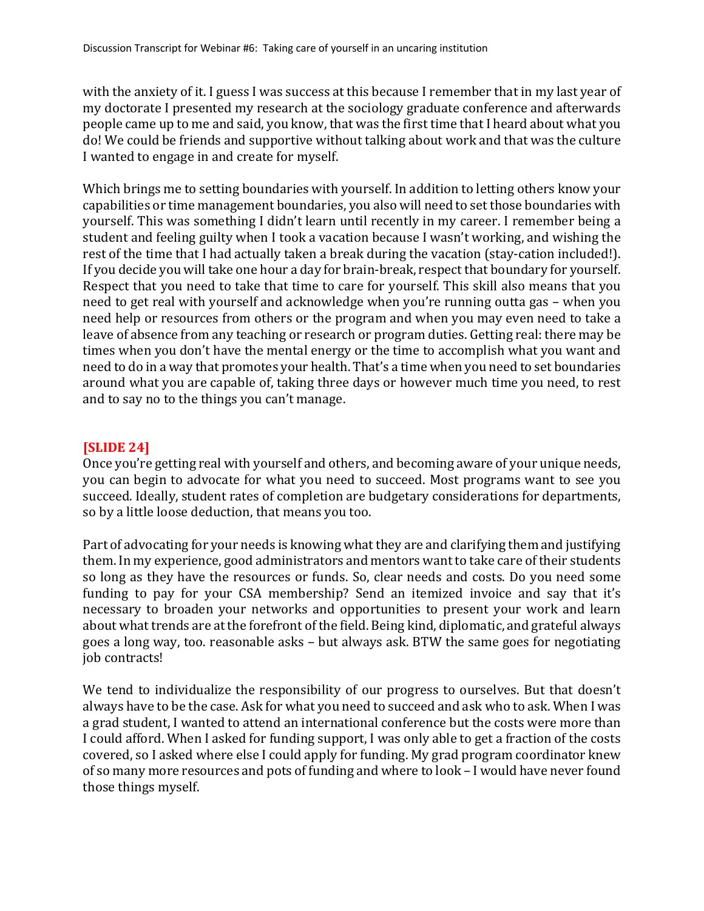with the anxiety of it. I guess I was success at this because I remember that in my last year of my doctorate I presented my research at the sociology graduate conference and afterwards people came up to me and said, you know, that was the first time that I heard about what you do! We could be friends and supportive without talking about work and that was the culture I wanted to engage in and create for myself.

Which brings me to setting boundaries with yourself. In addition to letting others know your capabilities or time management boundaries, you also will need to set those boundaries with yourself. This was something I didn't learn until recently in my career. I remember being a student and feeling guilty when I took a vacation because I wasn't working, and wishing the rest of the time that I had actually taken a break during the vacation (stay-cation included!). If you decide you will take one hour a day for brain-break, respect that boundary for yourself. Respect that you need to take that time to care for yourself. This skill also means that you need to get real with yourself and acknowledge when you're running outta gas – when you need help or resources from others or the program and when you may even need to take a leave of absence from any teaching or research or program duties. Getting real: there may be times when you don't have the mental energy or the time to accomplish what you want and need to do in a way that promotes your health. That's a time when you need to set boundaries around what you are capable of, taking three days or however much time you need, to rest and to say no to the things you can't manage.

**[SLIDE 24]**

Once you're getting real with yourself and others, and becoming aware of your unique needs, you can begin to advocate for what you need to succeed. Most programs want to see you succeed. Ideally, student rates of completion are budgetary considerations for departments, so by a little loose deduction, that means you too.

Part of advocating for your needs is knowing what they are and clarifying them and justifying them. In my experience, good administrators and mentors want to take care of their students so long as they have the resources or funds. So, clear needs and costs. Do you need some funding to pay for your CSA membership? Send an itemized invoice and say that it's necessary to broaden your networks and opportunities to present your work and learn about what trends are at the forefront of the field. Being kind, diplomatic, and grateful always goes a long way, too. reasonable asks – but always ask. BTW the same goes for negotiating job contracts!

We tend to individualize the responsibility of our progress to ourselves. But that doesn't always have to be the case. Ask for what you need to succeed and ask who to ask. When I was a grad student, I wanted to attend an international conference but the costs were more than I could afford. When I asked for funding support, I was only able to get a fraction of the costs covered, so I asked where else I could apply for funding. My grad program coordinator knew of so many more resources and pots of funding and where to look – I would have never found those things myself.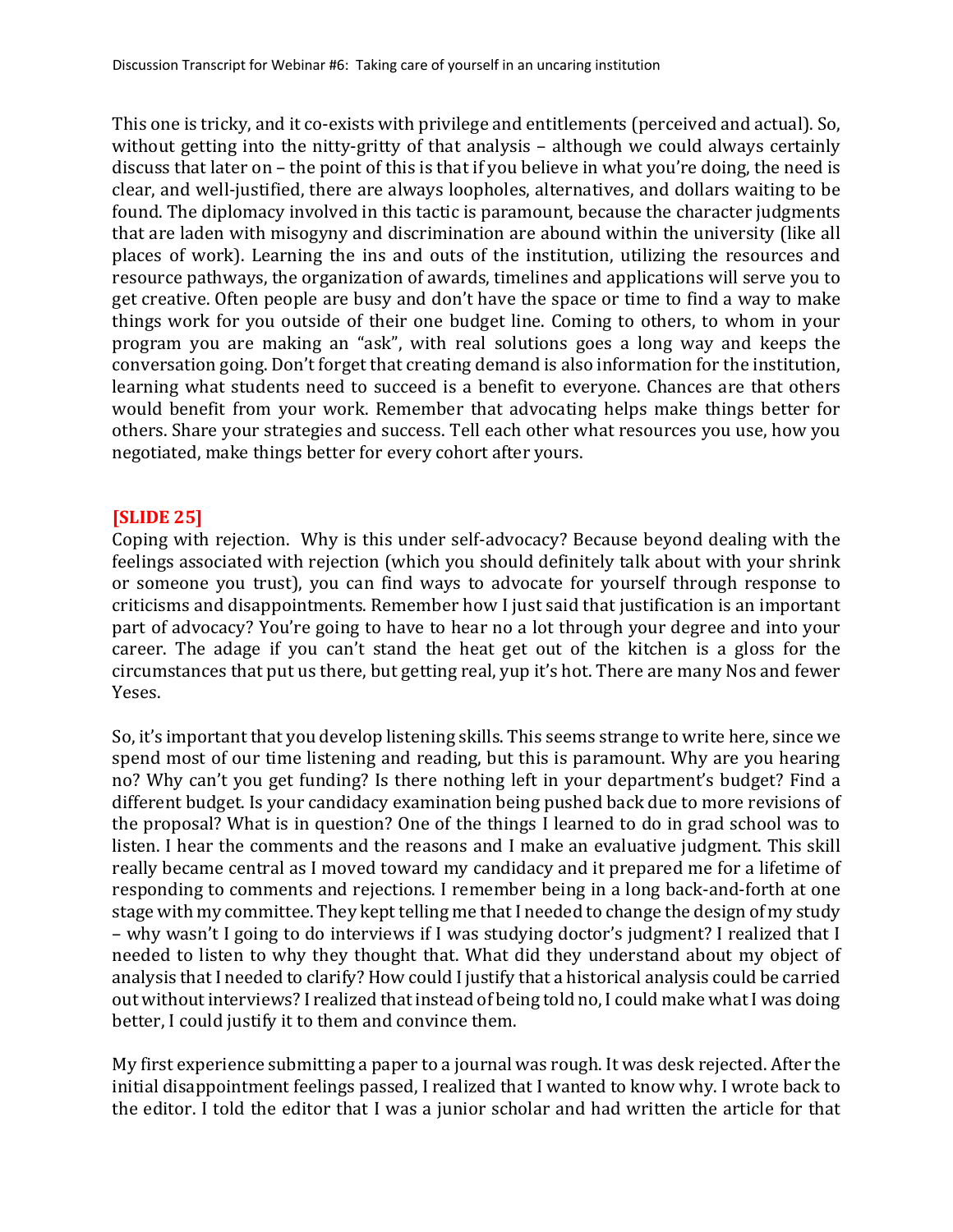This one is tricky, and it co-exists with privilege and entitlements (perceived and actual). So, without getting into the nitty-gritty of that analysis – although we could always certainly discuss that later on – the point of this is that if you believe in what you're doing, the need is clear, and well-justified, there are always loopholes, alternatives, and dollars waiting to be found. The diplomacy involved in this tactic is paramount, because the character judgments that are laden with misogyny and discrimination are abound within the university (like all places of work). Learning the ins and outs of the institution, utilizing the resources and resource pathways, the organization of awards, timelines and applications will serve you to get creative. Often people are busy and don't have the space or time to find a way to make things work for you outside of their one budget line. Coming to others, to whom in your program you are making an "ask", with real solutions goes a long way and keeps the conversation going. Don't forget that creating demand is also information for the institution, learning what students need to succeed is a benefit to everyone. Chances are that others would benefit from your work. Remember that advocating helps make things better for others. Share your strategies and success. Tell each other what resources you use, how you negotiated, make things better for every cohort after yours.

**[SLIDE 25]**

Coping with rejection. Why is this under self-advocacy? Because beyond dealing with the feelings associated with rejection (which you should definitely talk about with your shrink or someone you trust), you can find ways to advocate for yourself through response to criticisms and disappointments. Remember how I just said that justification is an important part of advocacy? You're going to have to hear no a lot through your degree and into your career. The adage if you can't stand the heat get out of the kitchen is a gloss for the circumstances that put us there, but getting real, yup it's hot. There are many Nos and fewer Yeses.

So, it's important that you develop listening skills. This seems strange to write here, since we spend most of our time listening and reading, but this is paramount. Why are you hearing no? Why can't you get funding? Is there nothing left in your department's budget? Find a different budget. Is your candidacy examination being pushed back due to more revisions of the proposal? What is in question? One of the things I learned to do in grad school was to listen. I hear the comments and the reasons and I make an evaluative judgment. This skill really became central as I moved toward my candidacy and it prepared me for a lifetime of responding to comments and rejections. I remember being in a long back-and-forth at one stage with my committee. They kept telling me that I needed to change the design of my study – why wasn't I going to do interviews if I was studying doctor's judgment? I realized that I needed to listen to why they thought that. What did they understand about my object of analysis that I needed to clarify? How could I justify that a historical analysis could be carried out without interviews? I realized that instead of being told no, I could make what I was doing better, I could justify it to them and convince them.

My first experience submitting a paper to a journal was rough. It was desk rejected. After the initial disappointment feelings passed, I realized that I wanted to know why. I wrote back to the editor. I told the editor that I was a junior scholar and had written the article for that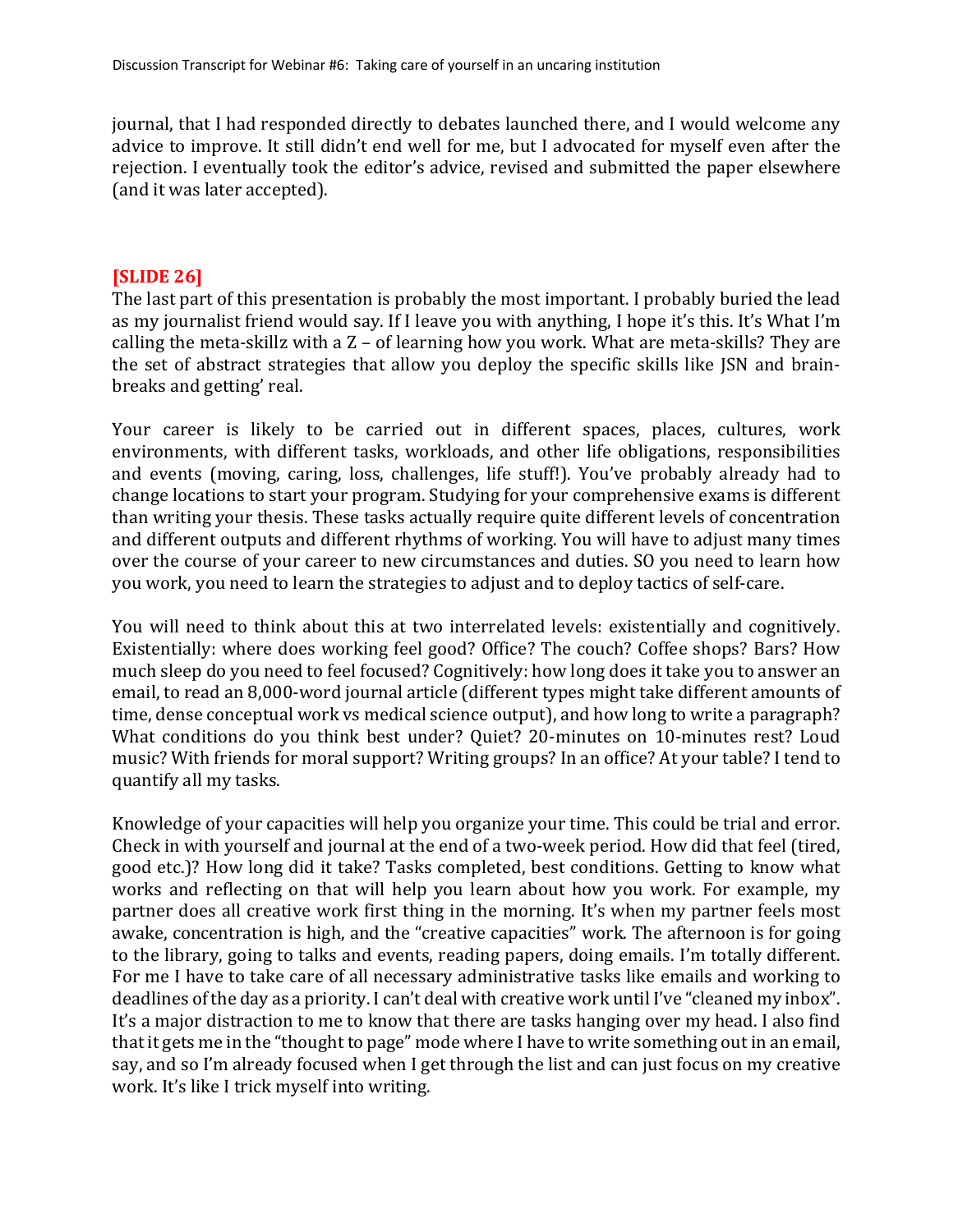journal, that I had responded directly to debates launched there, and I would welcome any advice to improve. It still didn't end well for me, but I advocated for myself even after the rejection. I eventually took the editor's advice, revised and submitted the paper elsewhere (and it was later accepted).

**[SLIDE 26]**

The last part of this presentation is probably the most important. I probably buried the lead as my journalist friend would say. If I leave you with anything, I hope it's this. It's What I'm calling the meta-skillz with a Z – of learning how you work. What are meta-skills? They are the set of abstract strategies that allow you deploy the specific skills like JSN and brain-breaks and getting' real.

Your career is likely to be carried out in different spaces, places, cultures, work environments, with different tasks, workloads, and other life obligations, responsibilities and events (moving, caring, loss, challenges, life stuff!). You've probably already had to change locations to start your program. Studying for your comprehensive exams is different than writing your thesis. These tasks actually require quite different levels of concentration and different outputs and different rhythms of working. You will have to adjust many times over the course of your career to new circumstances and duties. SO you need to learn how you work, you need to learn the strategies to adjust and to deploy tactics of self-care.

You will need to think about this at two interrelated levels: existentially and cognitively. Existentially: where does working feel good? Office? The couch? Coffee shops? Bars? How much sleep do you need to feel focused? Cognitively: how long does it take you to answer an email, to read an 8,000-word journal article (different types might take different amounts of time, dense conceptual work vs medical science output), and how long to write a paragraph? What conditions do you think best under? Quiet? 20-minutes on 10-minutes rest? Loud music? With friends for moral support? Writing groups? In an office? At your table? I tend to quantify all my tasks.

Knowledge of your capacities will help you organize your time. This could be trial and error. Check in with yourself and journal at the end of a two-week period. How did that feel (tired, good etc.)? How long did it take? Tasks completed, best conditions. Getting to know what works and reflecting on that will help you learn about how you work. For example, my partner does all creative work first thing in the morning. It's when my partner feels most awake, concentration is high, and the "creative capacities" work. The afternoon is for going to the library, going to talks and events, reading papers, doing emails. I'm totally different. For me I have to take care of all necessary administrative tasks like emails and working to deadlines of the day as a priority. I can't deal with creative work until I've "cleaned my inbox". It's a major distraction to me to know that there are tasks hanging over my head. I also find that it gets me in the "thought to page" mode where I have to write something out in an email, say, and so I'm already focused when I get through the list and can just focus on my creative work. It's like I trick myself into writing.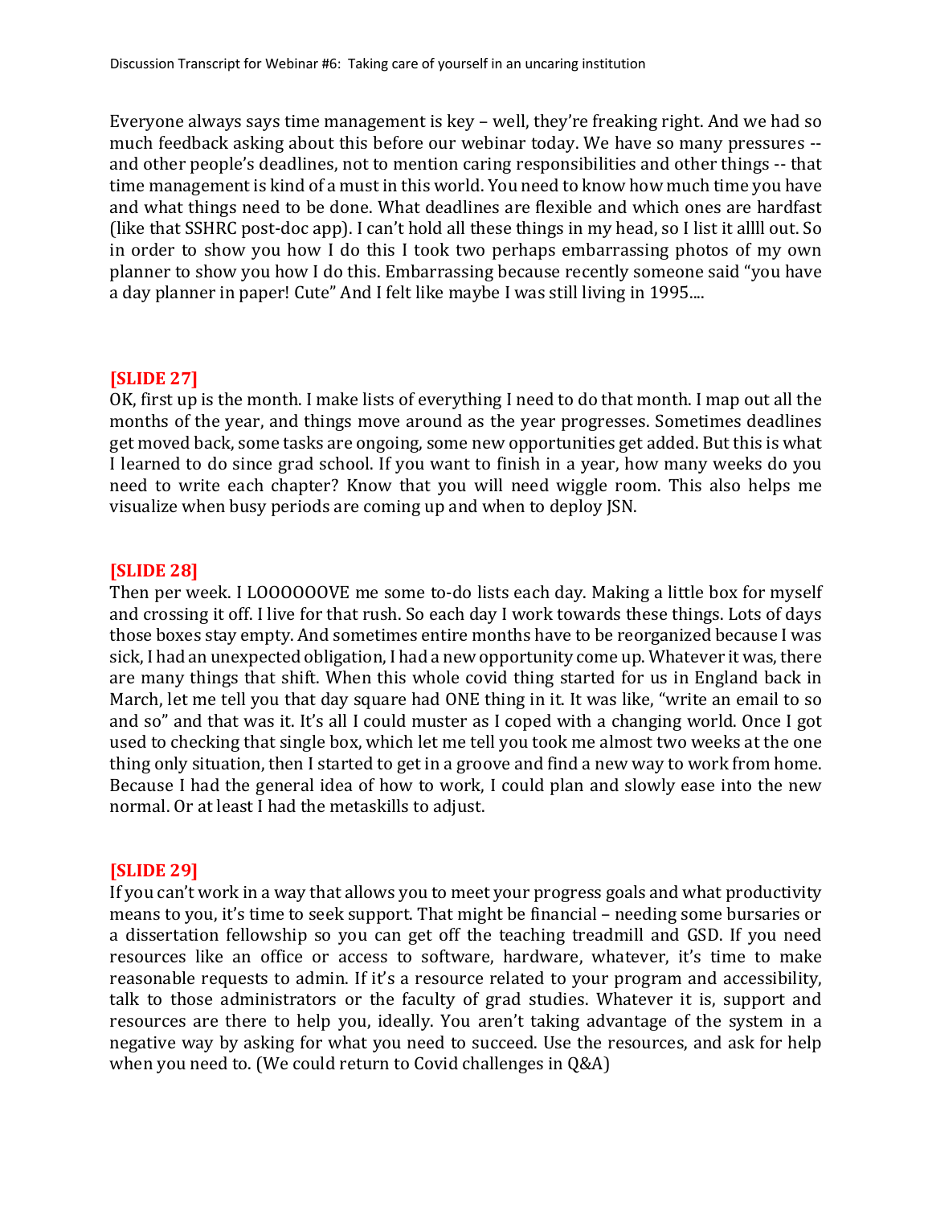Everyone always says time management is key – well, they're freaking right. And we had so much feedback asking about this before our webinar today. We have so many pressures -- and other people's deadlines, not to mention caring responsibilities and other things -- that time management is kind of a must in this world. You need to know how much time you have and what things need to be done. What deadlines are flexible and which ones are hardfast (like that SSHRC post-doc app). I can't hold all these things in my head, so I list it allll out. So in order to show you how I do this I took two perhaps embarrassing photos of my own planner to show you how I do this. Embarrassing because recently someone said "you have a day planner in paper! Cute" And I felt like maybe I was still living in 1995....

**[SLIDE 27]**

OK, first up is the month. I make lists of everything I need to do that month. I map out all the months of the year, and things move around as the year progresses. Sometimes deadlines get moved back, some tasks are ongoing, some new opportunities get added. But this is what I learned to do since grad school. If you want to finish in a year, how many weeks do you need to write each chapter? Know that you will need wiggle room. This also helps me visualize when busy periods are coming up and when to deploy JSN.

**[SLIDE 28]**

Then per week. I LOOOOOOVE me some to-do lists each day. Making a little box for myself and crossing it off. I live for that rush. So each day I work towards these things. Lots of days those boxes stay empty. And sometimes entire months have to be reorganized because I was sick, I had an unexpected obligation, I had a new opportunity come up. Whatever it was, there are many things that shift. When this whole covid thing started for us in England back in March, let me tell you that day square had ONE thing in it. It was like, "write an email to so and so" and that was it. It's all I could muster as I coped with a changing world. Once I got used to checking that single box, which let me tell you took me almost two weeks at the one thing only situation, then I started to get in a groove and find a new way to work from home. Because I had the general idea of how to work, I could plan and slowly ease into the new normal. Or at least I had the metaskills to adjust.

**[SLIDE 29]**

If you can't work in a way that allows you to meet your progress goals and what productivity means to you, it's time to seek support. That might be financial – needing some bursaries or a dissertation fellowship so you can get off the teaching treadmill and GSD. If you need resources like an office or access to software, hardware, whatever, it's time to make reasonable requests to admin. If it's a resource related to your program and accessibility, talk to those administrators or the faculty of grad studies. Whatever it is, support and resources are there to help you, ideally. You aren't taking advantage of the system in a negative way by asking for what you need to succeed. Use the resources, and ask for help when you need to. (We could return to Covid challenges in Q&A)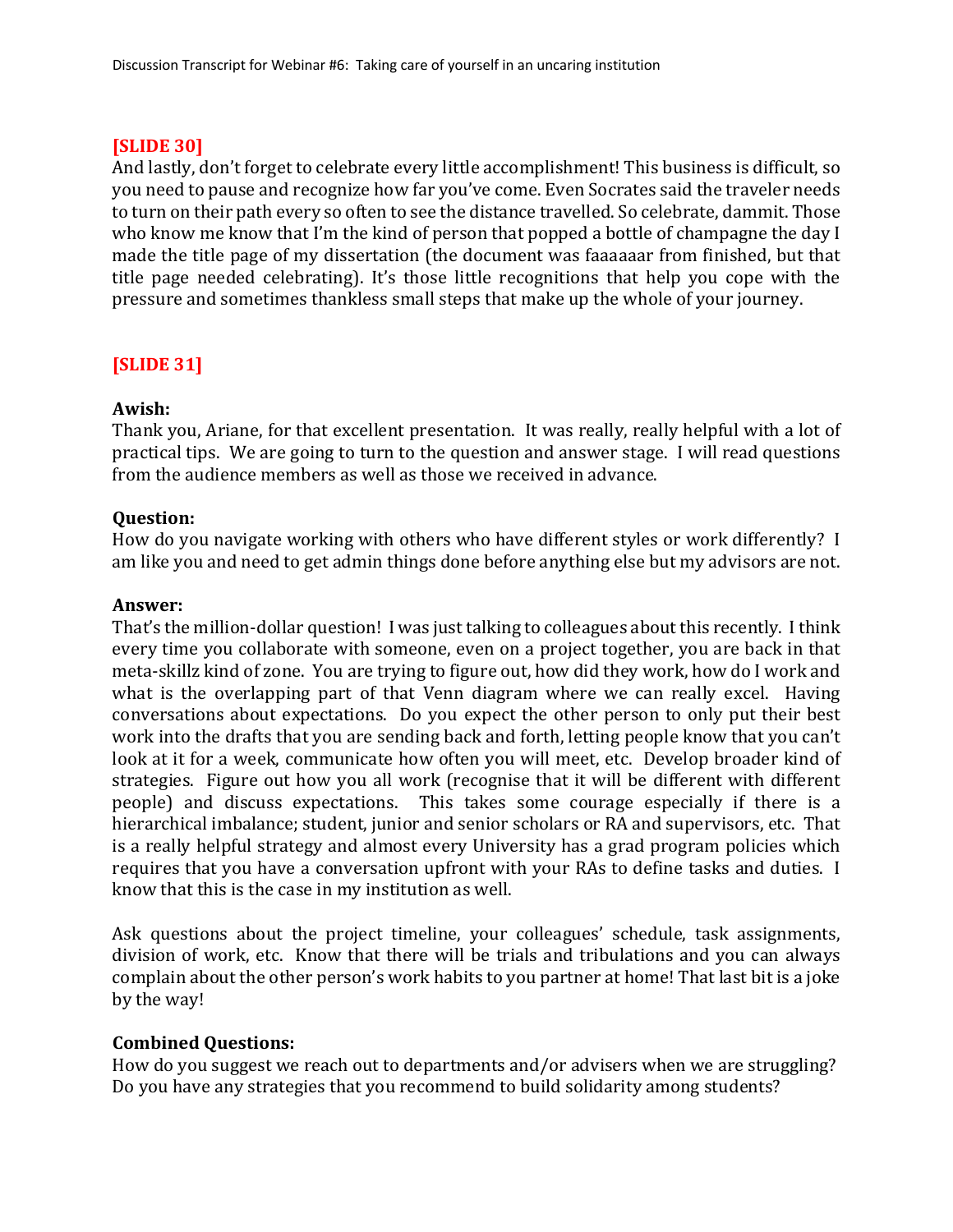**[SLIDE 30]**

And lastly, don't forget to celebrate every little accomplishment! This business is difficult, so you need to pause and recognize how far you've come. Even Socrates said the traveler needs to turn on their path every so often to see the distance travelled. So celebrate, dammit. Those who know me know that I'm the kind of person that popped a bottle of champagne the day I made the title page of my dissertation (the document was faaaaaar from finished, but that title page needed celebrating). It's those little recognitions that help you cope with the pressure and sometimes thankless small steps that make up the whole of your journey.

**[SLIDE 31]**

**Awish:**

Thank you, Ariane, for that excellent presentation. It was really, really helpful with a lot of practical tips. We are going to turn to the question and answer stage. I will read questions from the audience members as well as those we received in advance.

**Question:**

How do you navigate working with others who have different styles or work differently? I am like you and need to get admin things done before anything else but my advisors are not.

**Answer:**

That's the million-dollar question! I was just talking to colleagues about this recently. I think every time you collaborate with someone, even on a project together, you are back in that meta-skillz kind of zone. You are trying to figure out, how did they work, how do I work and what is the overlapping part of that Venn diagram where we can really excel. Having conversations about expectations. Do you expect the other person to only put their best work into the drafts that you are sending back and forth, letting people know that you can't look at it for a week, communicate how often you will meet, etc. Develop broader kind of strategies. Figure out how you all work (recognise that it will be different with different people) and discuss expectations. This takes some courage especially if there is a hierarchical imbalance; student, junior and senior scholars or RA and supervisors, etc. That is a really helpful strategy and almost every University has a grad program policies which requires that you have a conversation upfront with your RAs to define tasks and duties. I know that this is the case in my institution as well.

Ask questions about the project timeline, your colleagues' schedule, task assignments, division of work, etc. Know that there will be trials and tribulations and you can always complain about the other person's work habits to you partner at home! That last bit is a joke by the way!

**Combined Questions:**

How do you suggest we reach out to departments and/or advisers when we are struggling? Do you have any strategies that you recommend to build solidarity among students?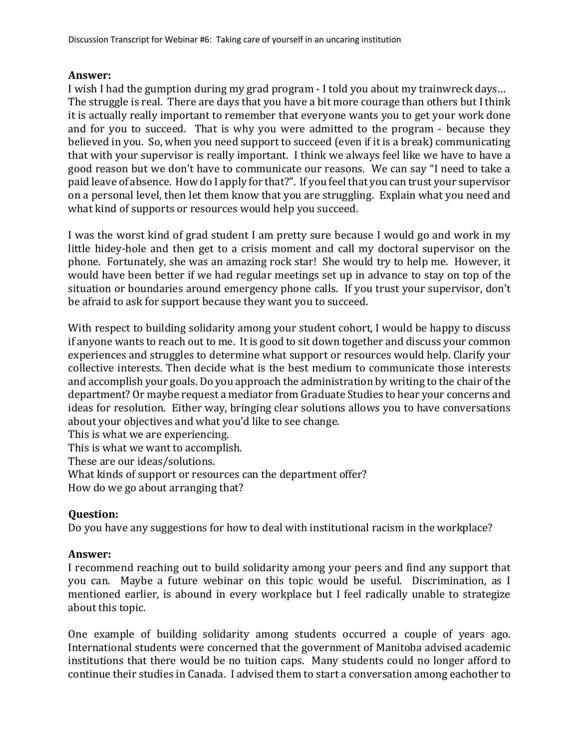**Answer:**
I wish I had the gumption during my grad program - I told you about my trainwreck days… The struggle is real. There are days that you have a bit more courage than others but I think it is actually really important to remember that everyone wants you to get your work done and for you to succeed. That is why you were admitted to the program - because they believed in you. So, when you need support to succeed (even if it is a break) communicating that with your supervisor is really important. I think we always feel like we have to have a good reason but we don't have to communicate our reasons. We can say "I need to take a paid leave of absence. How do I apply for that?". If you feel that you can trust your supervisor on a personal level, then let them know that you are struggling. Explain what you need and what kind of supports or resources would help you succeed.

I was the worst kind of grad student I am pretty sure because I would go and work in my little hidey-hole and then get to a crisis moment and call my doctoral supervisor on the phone. Fortunately, she was an amazing rock star! She would try to help me. However, it would have been better if we had regular meetings set up in advance to stay on top of the situation or boundaries around emergency phone calls. If you trust your supervisor, don't be afraid to ask for support because they want you to succeed.

With respect to building solidarity among your student cohort, I would be happy to discuss if anyone wants to reach out to me. It is good to sit down together and discuss your common experiences and struggles to determine what support or resources would help. Clarify your collective interests. Then decide what is the best medium to communicate those interests and accomplish your goals. Do you approach the administration by writing to the chair of the department? Or maybe request a mediator from Graduate Studies to hear your concerns and ideas for resolution. Either way, bringing clear solutions allows you to have conversations about your objectives and what you'd like to see change.
This is what we are experiencing.
This is what we want to accomplish.
These are our ideas/solutions.
What kinds of support or resources can the department offer?
How do we go about arranging that?

**Question:**
Do you have any suggestions for how to deal with institutional racism in the workplace?

**Answer:**
I recommend reaching out to build solidarity among your peers and find any support that you can. Maybe a future webinar on this topic would be useful. Discrimination, as I mentioned earlier, is abound in every workplace but I feel radically unable to strategize about this topic.

One example of building solidarity among students occurred a couple of years ago. International students were concerned that the government of Manitoba advised academic institutions that there would be no tuition caps. Many students could no longer afford to continue their studies in Canada. I advised them to start a conversation among eachother to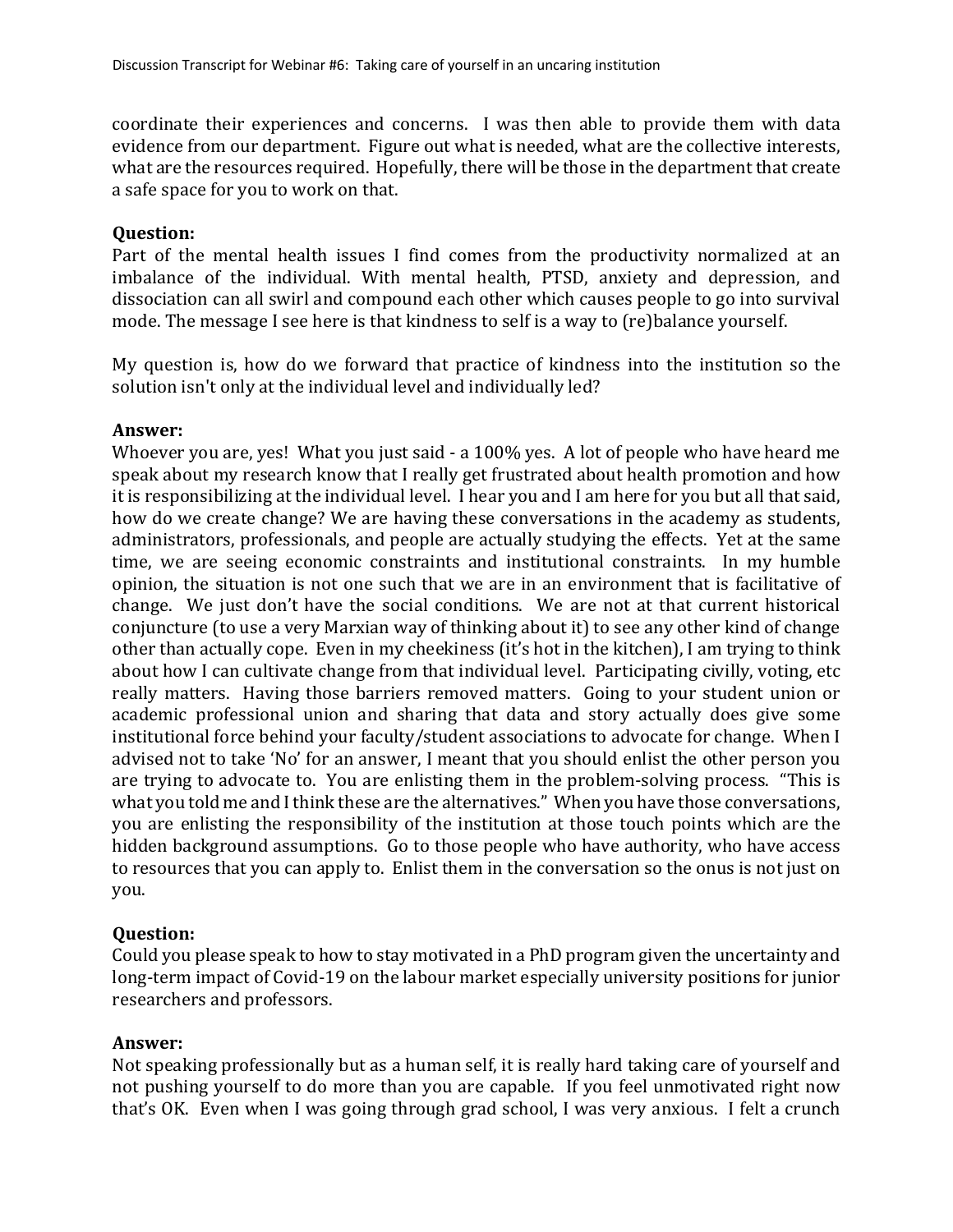coordinate their experiences and concerns. I was then able to provide them with data evidence from our department. Figure out what is needed, what are the collective interests, what are the resources required. Hopefully, there will be those in the department that create a safe space for you to work on that.

**Question:**
Part of the mental health issues I find comes from the productivity normalized at an imbalance of the individual. With mental health, PTSD, anxiety and depression, and dissociation can all swirl and compound each other which causes people to go into survival mode. The message I see here is that kindness to self is a way to (re)balance yourself.

My question is, how do we forward that practice of kindness into the institution so the solution isn't only at the individual level and individually led?

**Answer:**
Whoever you are, yes! What you just said - a 100% yes. A lot of people who have heard me speak about my research know that I really get frustrated about health promotion and how it is responsibilizing at the individual level. I hear you and I am here for you but all that said, how do we create change? We are having these conversations in the academy as students, administrators, professionals, and people are actually studying the effects. Yet at the same time, we are seeing economic constraints and institutional constraints. In my humble opinion, the situation is not one such that we are in an environment that is facilitative of change. We just don't have the social conditions. We are not at that current historical conjuncture (to use a very Marxian way of thinking about it) to see any other kind of change other than actually cope. Even in my cheekiness (it's hot in the kitchen), I am trying to think about how I can cultivate change from that individual level. Participating civilly, voting, etc really matters. Having those barriers removed matters. Going to your student union or academic professional union and sharing that data and story actually does give some institutional force behind your faculty/student associations to advocate for change. When I advised not to take 'No' for an answer, I meant that you should enlist the other person you are trying to advocate to. You are enlisting them in the problem-solving process. "This is what you told me and I think these are the alternatives." When you have those conversations, you are enlisting the responsibility of the institution at those touch points which are the hidden background assumptions. Go to those people who have authority, who have access to resources that you can apply to. Enlist them in the conversation so the onus is not just on you.

**Question:**
Could you please speak to how to stay motivated in a PhD program given the uncertainty and long-term impact of Covid-19 on the labour market especially university positions for junior researchers and professors.

**Answer:**
Not speaking professionally but as a human self, it is really hard taking care of yourself and not pushing yourself to do more than you are capable. If you feel unmotivated right now that's OK. Even when I was going through grad school, I was very anxious. I felt a crunch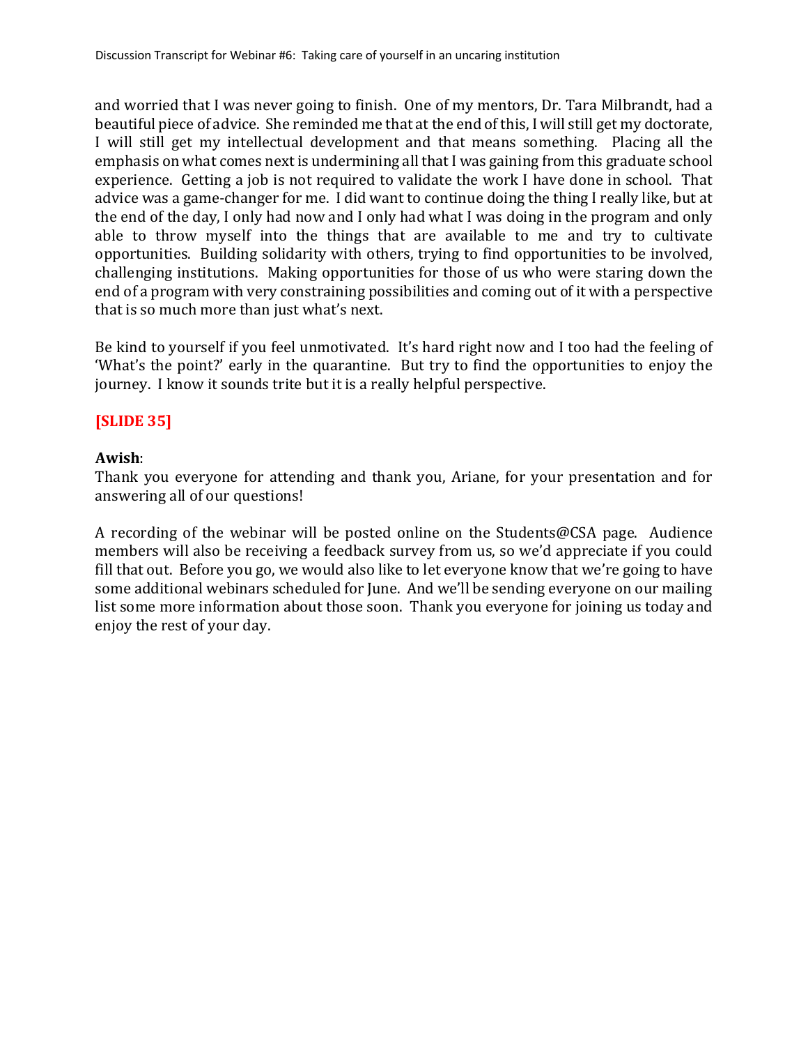and worried that I was never going to finish. One of my mentors, Dr. Tara Milbrandt, had a beautiful piece of advice. She reminded me that at the end of this, I will still get my doctorate, I will still get my intellectual development and that means something. Placing all the emphasis on what comes next is undermining all that I was gaining from this graduate school experience. Getting a job is not required to validate the work I have done in school. That advice was a game-changer for me. I did want to continue doing the thing I really like, but at the end of the day, I only had now and I only had what I was doing in the program and only able to throw myself into the things that are available to me and try to cultivate opportunities. Building solidarity with others, trying to find opportunities to be involved, challenging institutions. Making opportunities for those of us who were staring down the end of a program with very constraining possibilities and coming out of it with a perspective that is so much more than just what's next.

Be kind to yourself if you feel unmotivated. It's hard right now and I too had the feeling of 'What's the point?' early in the quarantine. But try to find the opportunities to enjoy the journey. I know it sounds trite but it is a really helpful perspective.

**[SLIDE 35]**

**Awish**:
Thank you everyone for attending and thank you, Ariane, for your presentation and for answering all of our questions!

A recording of the webinar will be posted online on the Students@CSA page. Audience members will also be receiving a feedback survey from us, so we'd appreciate if you could fill that out. Before you go, we would also like to let everyone know that we're going to have some additional webinars scheduled for June. And we'll be sending everyone on our mailing list some more information about those soon. Thank you everyone for joining us today and enjoy the rest of your day.